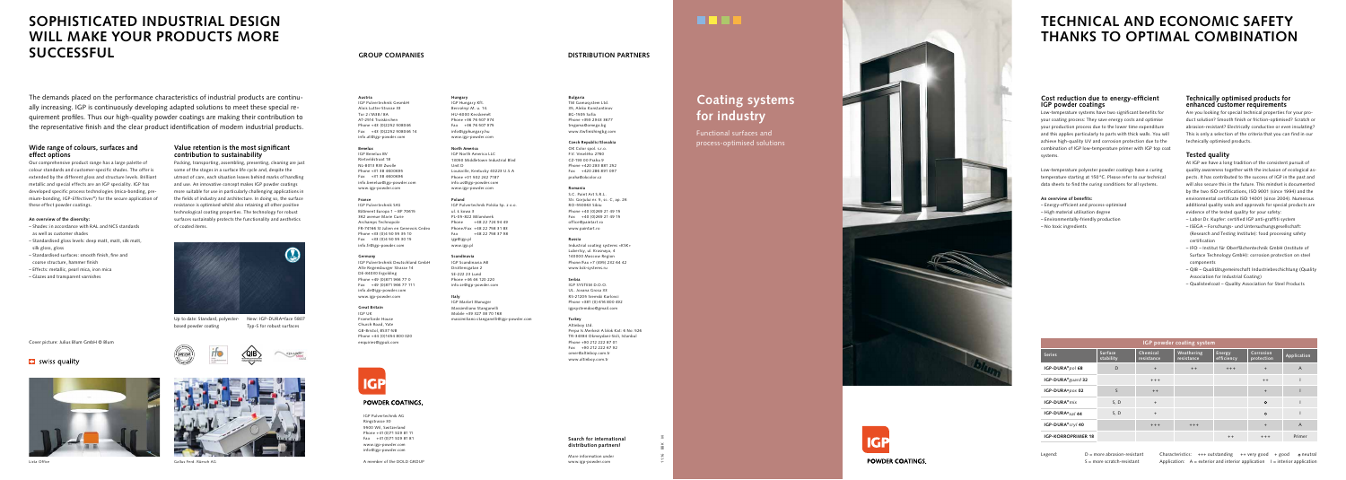# SOPHISTICATED INDUSTRIAL DESIGN WILL MAKE YOUR PRODUCTS MORE SUCCESSFUL

The demands placed on the performance characteristics of industrial products are continually increasing. IGP is continuously developing adapted solutions to meet these special requirement profiles. Thus our high-quality powder coatings are making their contribution to the representative finish and the clear product identification of modern industrial products.

### Wide range of colours, surfaces and effect options

Our comprehensive product range has a large palette of colour standards and customer-specific shades. The offer is extended by the different gloss and structure levels. Brilliant metallic and special effects are an IGP speciality. IGP has developed specific process technologies (mica-bonding, premium-bonding, IGP-Effectives®) for the secure application of these effect powder coatings.

**An overview of the diversity:**

- Shades: in accordance with RAL and NCS standards as well as customer shades
- Standardised gloss levels: deep matt, matt, silk matt, silk gloss, gloss
- Standardised surfaces: smooth finish, fine and coarse structure, hammer finish
- Effects: metallic, pearl mica, iron mica
- Glazes and transparent varnishes

### Value retention is the most significant contribution to sustainability

Picking, transporting, assembling, preventing, cleaning are just some of the stages in a surface life cycle and, despite the utmost of care, each situation leaves behind marks of handling and use. An innovative concept makes IGP powder coatings more suitable for use in particularly challenging applications in the fields of industry and architecture. In doing so, the surface resistance is optimised whilst also retaining all other positive technological coating properties. The technology for robust surfaces sustainably protects the functionality and aesthetics of coated items.

Up to date: Standard, polyester-based powder coating

New: IGP-DURA®face 5807 Typ-5 for robust surfaces

Cover picture: Julius Blum GmbH © Blum

swiss quality

Lista Office

Gallus Ferd. Rüesch AG

## GROUP COMPANIES

**Austria**
IGP Pulvertechnik GmbH
Alois Luther-Strasse 18
Tor 2 / ARB / 8A
AT-2514 Traiskirchen
Phone +43 (0)2252 908046
Fax +43 (0)2252 908046 14
info.at@igp-powder.com

**Benelux**
IGP Benelux BV
Rietveldstraat 18
NL-8013 RW Zwolle
Phone +31 38 4600066
Fax +31 38 4600066
info.benelux@igp-powder.com
www.igp-powder.com

**France**
IGP Pulvertechnik SAS
Bâtiment Europe 1 – BP 70035
362 avenue Marie Curie
Archamps Technopole
FR-74166 St Julien en Genevois Cedex
Phone +33 (0)4 50 95 39 10
Fax +33 (0)4 50 95 30 76
info.fr@igp-powder.com

**Germany**
IGP Pulvertechnik Deutschland GmbH
Alte Regensburger Strasse 14
DE-84030 Ergolding
Phone +49 (0)871 966 77 0
Fax +49 (0)871 966 77 111
info.de@igp-powder.com
www.igp-powder.com

**Great Britain**
IGP UK
Framefield House
Church Road, Yate
GB-Bristol, BS37 5JB
Phone +44 (0)1454 800 020
enquiries@igpuk.com

**Hungary**
IGP Hungary Kft.
Bercsényi M. u. 15
HU-6000 Kecskemét
Phone +36 76 507 978
Fax +36 76 507 979
info@igphungary.hu
www.igp-powder.com

**North America**
IGP North America LLC
13050 Middletown Industrial Blvd
Unit D
Louisville, Kentucky 40223 U.S.A.
Phone +01 502 242 7787
info.us@igp-powder.com
www.igp-powder.com

**Poland**
IGP Pulvertechnik Polska Sp. z o.o.
ul. Łowna 3
PL-05-822 Milanówek
Phone +48 22 724 94 49
Phone/Fax +48 22 758 31 83
Fax +48 22 758 37 84
igp@igp.pl
www.igp.pl

**Scandinavia**
IGP Scandinavia AB
Greltesgatan 2
SE-222 29 Lund
Phone +46 46 120 220
info.se@igp-powder.com

**Italy**
IGP Market Manager
Massimiliano Stangarelli
Mobile +39 327 09 70 169
massimiliano.stangarelli@igp-powder.com

IGP POWDER COATINGS.

IGP Pulvertechnik AG
Ringstrasse 30
9500 Wil, Switzerland
Phone +41 (0)71 929 81 11
Fax +41 (0)71 929 81 81
www.igp-powder.com
info@igp-powder.com

A member of the DOLD GROUP

## DISTRIBUTION PARTNERS

**Bulgaria**
TM Gamosystem Ltd.
35, Aleko Konstantinov
BG-1505 Sofia
Phone +359 2943 0877
brigitam@omega.bg
www.thehmikingbg.com

**Czech Republic/Slovakia**
OK Color spol. s.r.o.
F.V. Veselého 2760
CZ-193 00 Praha 9
Phone +420 283 881 252
Fax +420 286 891 097
praha@okcolor.cz

**Romania**
S.C. Paint Art S.R.L.
Str. Gorjuluirii, 9, sc. C, ap. 26
RO-550063 Sibiu
Phone +40 (0)269 21 49 16
Fax +40 (0)269 21 49 19
office@paintart.ro
www.paintart.ro

**Russia**
Industrial coating systems «ICS»
Lubertsy, ul. Krasnaya, 4
140000 Moscow Region
Phone/Fax +7 (499) 232 64 42
www.ksk-systems.ru

**Serbia**
IGP SYSTEMS D.O.O.
Ul., Jovana Grcica 39
RS-21205 Sremski Karlovci
Phone +381 (0) 698 800 492
igpsystemsdoo@gmail.com

**Turkey**
Altinboy Ltd.
Perpa Is Merkezi A blok Kat: 6 No: 928
TR-34384 Okmeydani-Sisli, Istanbul
Phone +90 212 222 87 01
Fax +90 212 222 87 92
emre@altinboy.com.tr
www.altinboy.com.tr

**Search for international distribution partners!**

More information under www.igp-powder.com

# Coating systems for industry

Functional surfaces and process-optimised solutions

IGP POWDER COATINGS.

# TECHNICAL AND ECONOMIC SAFETY THANKS TO OPTIMAL COMBINATION

### Cost reduction due to energy-efficient IGP powder coatings

Low-temperature systems have two significant benefits for your coating process: They save energy costs and optimise your production process due to the lower time expenditure and this applies particularly to parts with thick walls. You will achieve high-quality UV and corrosion protection due to the combination of IGP low-temperature primer with IGP top coat systems.

Low-temperature polyester powder coatings have a curing temperature starting at 150°C. Please refer to our technical data sheets to find the curing conditions for all systems.

**An overview of benefits:**

- Energy-efficient and process-optimised
- High material utilisation degree
- Environmentally-friendly production
- No toxic ingredients

### Technically optimised products for enhanced customer requirements

Are you looking for special technical properties for your product solution? Smooth finish or friction-optimised? Scratch or abrasion-resistant? Electrically conductive or even insulating? This is only a selection of the criteria that you can find in our technically optimised products.

### Tested quality

At IGP we have a long tradition of the consistent pursuit of quality awareness together with the inclusion of ecological aspects. It has contributed to the success of IGP in the past and will also secure this in the future. This mindset is documented by the two ISO certifications, ISO 9001 (since 1994) and the environmental certificate ISO 14001 (since 2004). Numerous additional quality seals and approvals for special products are evidence of the tested quality for your safety:

- Labor Dr. Kupfer: certified IGP anti-graffiti system
- ISEGA – Forschungs- und Untersuchungsgesellschaft (Research and Testing Institute): food-processing safety certification
- IFO – Institut für Oberflächentechnik GmbH (Institute of Surface Technology GmbH): corrosion protection on steel components
- QIB – Qualitätsgemeinschaft Industriebeschichtung (Quality Association for Industrial Coating)
- Qualisteelcoat – Quality Association for Steel Products

| IGP powder coating system | | | | | | |
|---|---|---|---|---|---|---|
| Series | Surface stability | Chemical resistance | Weathering resistance | Energy efficiency | Corrosion protection | Application |
| IGP-DURA®pol 68 | D | + | ++ | +++ | + | A |
| IGP-DURA®guard 32 | | +++ | | | ++ | I |
| IGP-DURA®pox 02 | S | ++ | | | + | I |
| IGP-DURA®mix | S, D | + | | | ● | I |
| IGP-DURA®xal 64 | S, D | + | | | ● | I |
| IGP-DURA®cryl 40 | | +++ | +++ | | + | A |
| IGP-KORROPRIMER 18 | | | | ++ | +++ | Primer |

Legend: D = more abrasion-resistant; S = more scratch-resistant

Characteristics: +++ outstanding ++ very good + good ● neutral

Application: A = exterior and interior application I = interior application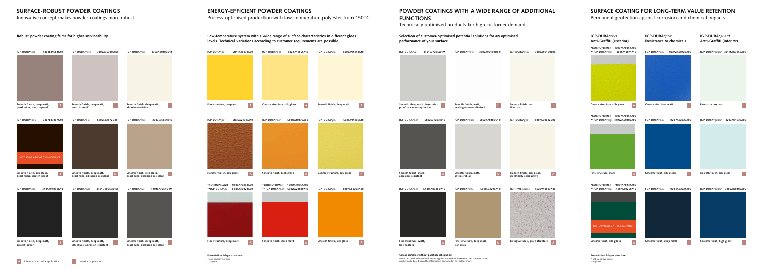## SURFACE-ROBUST POWDER COATINGS

Innovative concept makes powder coatings more robust

**Robust powder coating films for higher serviceability.**

IGP-DURA®xal 4401E41564510
Smooth finish, deep matt, pearl mica, scratch-proof — I

IGP-DURA®mix 3302A76730500
Smooth finish, deep matt, scratch-proof — I

IGP-DURA®mix 3302A90100D11
Smooth finish, deep matt, abrasion-resistant — I

IGP-DURA®mix 3907E83107510
NOT AVAILABLE AT THE MOMENT
Smooth finish, silk gloss, pearl mica, scratch-proof — I

IGP-DURA®pol 6802E82672D3F
Smooth finish, deep matt, pearl mica, abrasion-resistant — A

IGP-DURA®mix 3907E75851D10
Smooth finish, silk gloss, pearl mica, abrasion-resistant — I

IGP-DURA®xal 4401A94090510
Smooth finish, deep matt, scratch-proof — I

IGP-DURA®xal 4401U90057D10
Smooth finish, deep matt, Effectives, abrasion-resistant — I

IGP-DURA®xal 4401E77254D1W
Smooth finish, deep matt, pearl mica, abrasion-resistant — I

A Interior or exterior application

I Interior application

## ENERGY-EFFICIENT POWDER COATINGS

Process-optimised production with low-temperature polyester from 150 °C

**Low-temperature system with a wide range of surface characteristics in different gloss levels. Technical variations according to customer requirements are possible.**

IGP-DURA®pol 681TA10231A00
Fine structure, deep matt — A

IGP-DURA®pol 6825A11666A10
Coarse structure, silk gloss — A

IGP-DURA®pol 6802A11444A10
Smooth finish, deep matt — A

IGP-DURA®pol 6835A21317A10
Hammer finish, silk gloss — A

IGP-DURA®pol 6809A10170A00
Smooth finish, high gloss — A

IGP-DURA®pol 6825A11695A10
Coarse structure, silk gloss — A

*KORROPRIMER 1809A70354A00
**IGP-DURA®pol 681TA20020A00
Fine structure, deep matt — A

*KORROPRIMER 1809A70354A00
**IGP-DURA®pol 6802A20020A10
Smooth finish, deep matt — A

IGP-DURA®pol 6807A10280A00
Smooth finish, silk gloss — A

**Presentation 2-layer structure:**
* anti-corrosive primer
** topcoat

## POWDER COATINGS WITH A WIDE RANGE OF ADDITIONAL FUNCTIONS

Technically optimised products for high customer demands

**Selection of customer-optimised potential solutions for an optimised performance of your surface.**

IGP-DURA®xal 4401E77256D1M
Smooth, deep matt, fingerprint-proof, abrasion-resistant — I

IGP-DURA®mix 3302A90165U00
Smooth finish, matt, heating-value-optimised — I

IGP-DURA®mix 3302A90100T00
Smooth finish, matt, thin coat — I

IGP-DURA®pol 6802E77233D10
Smooth finish, matt, abrasion-resistant — A

IGP-DURA®care 6802A78180C10
Smooth finish, matt, antimicrobial — A

IGP-DURA®pol 6807A90022C00
Smooth finish, silk gloss, electrically conductive — A

IGP-DURA®pol 644MA89480A10
Fine structure, Matt, fine haptics — A

IGP-DURA®pol 681TE73299A10
Fine structure, deep matt, iron mica — A

IGP-HWFclassic 5925V13680A80
LivingSurfaces, grain structure — A

**Colour samples without purchase obligation:**
Subject to production-related and/or application-related differences. No contract claims can be made based upon the information contained in this colour chart.

## SURFACE COATING FOR LONG-TERM VALUE RETENTION

Permanent protection against corrosion and chemical impacts

**IGP-DURA®cryl Anti-Graffiti (exterior)**

**IGP-DURA®pox Resistance to chemicals**

**IGP-DURA®guard Anti-Graffiti (interior)**

*KORROPRIMER 6007A70354A00
**IGP-DURA®cryl 4025A10071A10
Coarse structure, silk gloss — A

IGP-DURA®pox 022MA50125A00
Coarse structure, matt — I

IGP-DURA®guard 321MA07960A00
Fine structure, matt — I

*KORROPRIMER 6007A70354A00
**IGP-DURA®cryl 401MA60180A00
Fine structure, matt — A

IGP-DURA®pox 0207A53323A00
Smooth finish, silk gloss — I

IGP-DURA®guard 3207A01035A00
Smooth finish, silk gloss — I

*KORROPRIMER 1001A70434A00
**IGP-DURA®cryl 4907A60260A10
NOT AVAILABLE AT THE MOMENT
Smooth finish, silk gloss — A

IGP-DURA®pox 0201A52221A00
Smooth finish, deep matt — I

IGP-DURA®guard 3209A50100A00
Smooth finish, high gloss — I

**Presentation 2-layer structure:**
* anti-corrosive primer
** topcoat